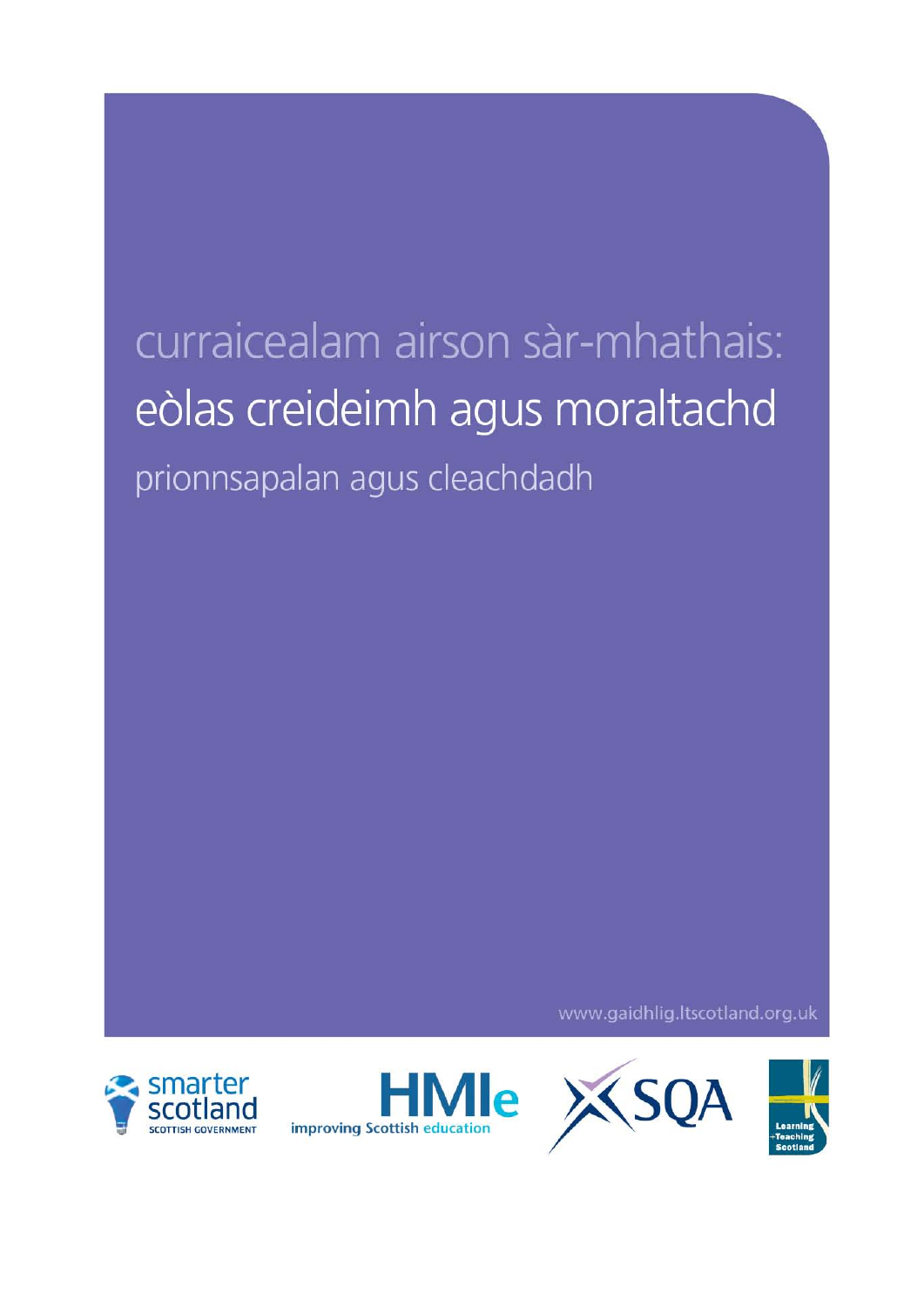# curraicealam airson sàr-mhathais:

# eòlas creideimh agus moraltachd

## prionnsapalan agus cleachdadh

www.gaidhlig.ltscotland.org.uk

smarter scotland
SCOTTISH GOVERNMENT

HMIe
improving Scottish education

SQA

Learning and Teaching Scotland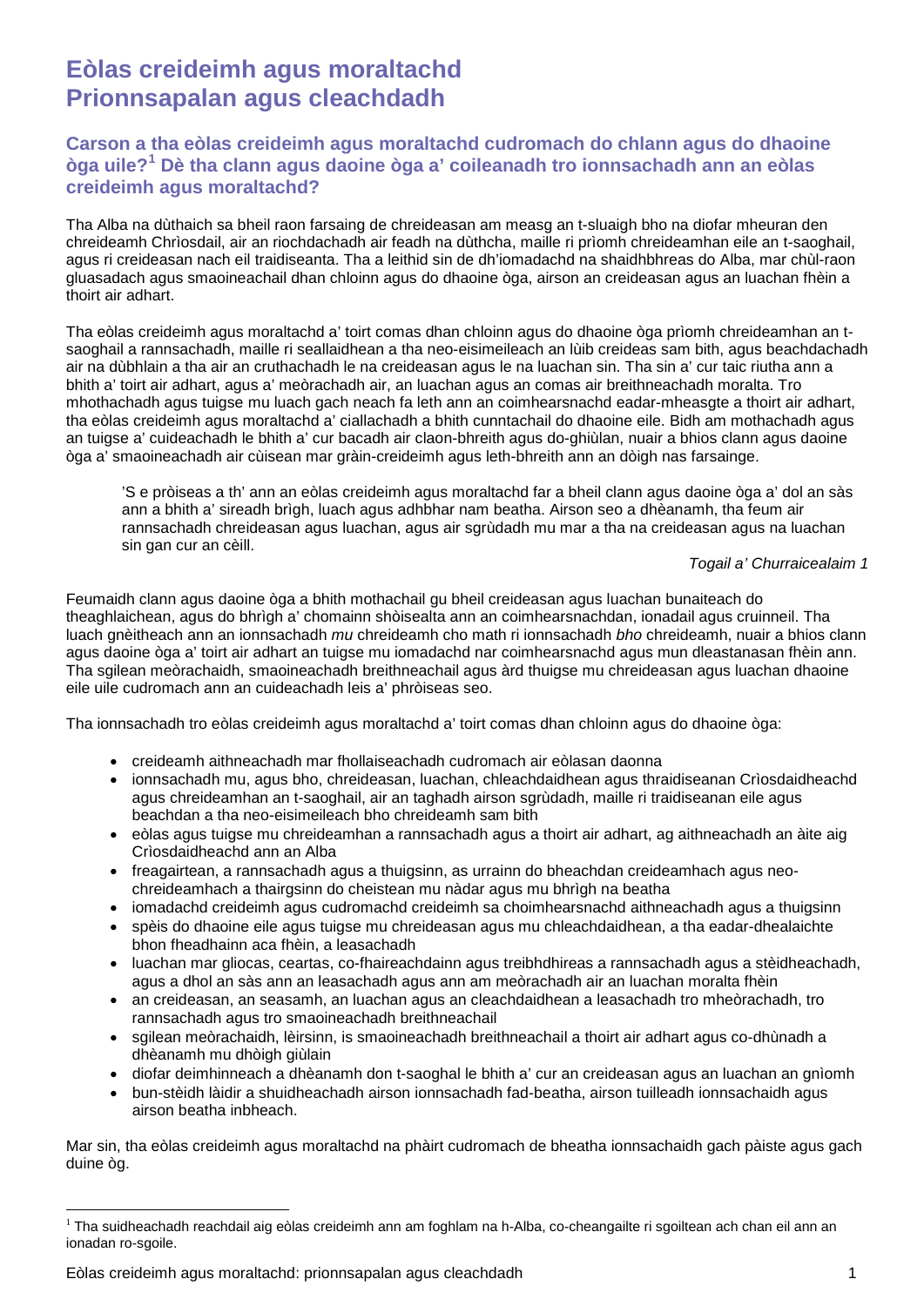# Eòlas creideimh agus moraltachd
# Prionnsapalan agus cleachdadh

## Carson a tha eòlas creideimh agus moraltachd cudromach do chlann agus do dhaoine òga uile?[1] Dè tha clann agus daoine òga a' coileanadh tro ionnsachadh ann an eòlas creideimh agus moraltachd?

Tha Alba na dùthaich sa bheil raon farsaing de chreideasan am measg an t-sluaigh bho na diofar mheuran den chreideamh Chrìosdail, air an riochdachadh air feadh na dùthcha, maille ri prìomh chreideamhan eile an t-saoghail, agus ri creideasan nach eil traidiseanta. Tha a leithid sin de dh'iomadachd na shaidhbhreas do Alba, mar chùl-raon gluasadach agus smaoineachail dhan chloinn agus do dhaoine òga, airson an creideasan agus an luachan fhèin a thoirt air adhart.

Tha eòlas creideimh agus moraltachd a' toirt comas dhan chloinn agus do dhaoine òga prìomh chreideamhan an t-saoghail a rannsachadh, maille ri seallaidhean a tha neo-eisimeileach an lùib creideas sam bith, agus beachdachadh air na dùbhlain a tha air an cruthachadh le na creideasan agus le na luachan sin. Tha sin a' cur taic riutha ann a bhith a' toirt air adhart, agus a' meòrachadh air, an luachan agus an comas air breithneachadh moralta. Tro mhothachadh agus tuigse mu luach gach neach fa leth ann an coimhearsnachd eadar-mheasgte a thoirt air adhart, tha eòlas creideimh agus moraltachd a' ciallachadh a bhith cunntachail do dhaoine eile. Bidh am mothachadh agus an tuigse a' cuideachadh le bhith a' cur bacadh air claon-bhreith agus do-ghiùlan, nuair a bhios clann agus daoine òga a' smaoineachadh air cùisean mar gràin-creideimh agus leth-bhreith ann an dòigh nas farsainge.

> 'S e pròiseas a th' ann an eòlas creideimh agus moraltachd far a bheil clann agus daoine òga a' dol an sàs ann a bhith a' sireadh brìgh, luach agus adhbhar nam beatha. Airson seo a dhèanamh, tha feum air rannsachadh chreideasan agus luachan, agus air sgrùdadh mu mar a tha na creideasan agus na luachan sin gan cur an cèill.
>
> *Togail a' Churraicealaim 1*

Feumaidh clann agus daoine òga a bhith mothachail gu bheil creideasan agus luachan bunaiteach do theaghlaichean, agus do bhrìgh a' chomainn shòisealta ann an coimhearsnachdan, ionadail agus cruinneil. Tha luach gnèitheach ann an ionnsachadh *mu* chreideamh cho math ri ionnsachadh *bho* chreideamh, nuair a bhios clann agus daoine òga a' toirt air adhart an tuigse mu iomadachd nar coimhearsnachd agus mun dleastanasan fhèin ann. Tha sgilean meòrachaidh, smaoineachadh breithneachail agus àrd thuigse mu chreideasan agus luachan dhaoine eile uile cudromach ann an cuideachadh leis a' phròiseas seo.

Tha ionnsachadh tro eòlas creideimh agus moraltachd a' toirt comas dhan chloinn agus do dhaoine òga:

- creideamh aithneachadh mar fhollaiseachadh cudromach air eòlasan daonna
- ionnsachadh mu, agus bho, chreideasan, luachan, chleachdaidhean agus thraidiseanan Crìosdaidheachd agus chreideamhan an t-saoghail, air an taghadh airson sgrùdadh, maille ri traidiseanan eile agus beachdan a tha neo-eisimeileach bho chreideamh sam bith
- eòlas agus tuigse mu chreideamhan a rannsachadh agus a thoirt air adhart, ag aithneachadh an àite aig Crìosdaidheachd ann an Alba
- freagairtean, a rannsachadh agus a thuigsinn, as urrainn do bheachdan creideamhach agus neo-chreideamhach a thairgsinn do cheistean mu nàdar agus mu bhrìgh na beatha
- iomadachd creideimh agus cudromachd creideimh sa choimhearsnachd aithneachadh agus a thuigsinn
- spèis do dhaoine eile agus tuigse mu chreideasan agus mu chleachdaidhean, a tha eadar-dhealaichte bhon fheadhainn aca fhèin, a leasachadh
- luachan mar gliocas, ceartas, co-fhaireachdainn agus treibhdhireas a rannsachadh agus a stèidheachadh, agus a dhol an sàs ann an leasachadh agus ann am meòrachadh air an luachan moralta fhèin
- an creideasan, an seasamh, an luachan agus an cleachdaidhean a leasachadh tro mheòrachadh, tro rannsachadh agus tro smaoineachadh breithneachail
- sgilean meòrachaidh, lèirsinn, is smaoineachadh breithneachail a thoirt air adhart agus co-dhùnadh a dhèanamh mu dhòigh giùlain
- diofar deimhinneach a dhèanamh don t-saoghal le bhith a' cur an creideasan agus an luachan an gnìomh
- bun-stèidh làidir a shuidheachadh airson ionnsachadh fad-beatha, airson tuilleadh ionnsachaidh agus airson beatha inbheach.

Mar sin, tha eòlas creideimh agus moraltachd na phàirt cudromach de bheatha ionnsachaidh gach pàiste agus gach duine òg.

[1] Tha suidheachadh reachdail aig eòlas creideimh ann am foghlam na h-Alba, co-cheangailte ri sgoiltean ach chan eil ann an ionadan ro-sgoile.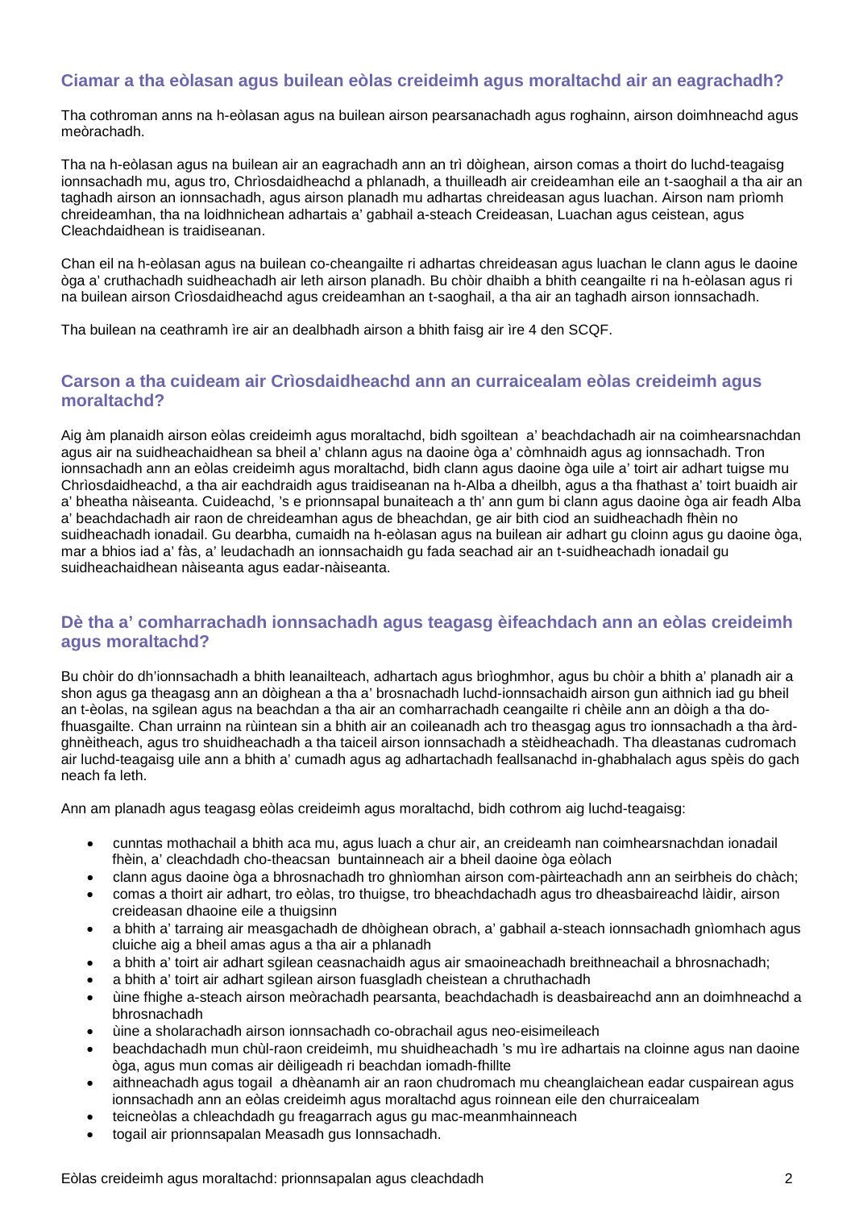## Ciamar a tha eòlasan agus builean eòlas creideimh agus moraltachd air an eagrachadh?

Tha cothroman anns na h-eòlasan agus na builean airson pearsanachadh agus roghainn, airson doimhneachd agus meòrachadh.

Tha na h-eòlasan agus na builean air an eagrachadh ann an trì dòighean, airson comas a thoirt do luchd-teagaisg ionnsachadh mu, agus tro, Chrìosdaidheachd a phlanadh, a thuilleadh air creideamhan eile an t-saoghail a tha air an taghadh airson an ionnsachadh, agus airson planadh mu adhartas chreideasan agus luachan. Airson nam prìomh chreideamhan, tha na loidhnichean adhartais a' gabhail a-steach Creideasan, Luachan agus ceistean, agus Cleachdaidhean is traidiseanan.

Chan eil na h-eòlasan agus na builean co-cheangailte ri adhartas chreideasan agus luachan le clann agus le daoine òga a' cruthachadh suidheachadh air leth airson planadh. Bu chòir dhaibh a bhith ceangailte ri na h-eòlasan agus ri na builean airson Crìosdaidheachd agus creideamhan an t-saoghail, a tha air an taghadh airson ionnsachadh.

Tha builean na ceathramh ìre air an dealbhadh airson a bhith faisg air ìre 4 den SCQF.

## Carson a tha cuideam air Crìosdaidheachd ann an curraicealam eòlas creideimh agus moraltachd?

Aig àm planaidh airson eòlas creideimh agus moraltachd, bidh sgoiltean a' beachdachadh air na coimhearsnachdan agus air na suidheachaidhean sa bheil a' chlann agus na daoine òga a' còmhnaidh agus ag ionnsachadh. Tron ionnsachadh ann an eòlas creideimh agus moraltachd, bidh clann agus daoine òga uile a' toirt air adhart tuigse mu Chrìosdaidheachd, a tha air eachdraidh agus traidiseanan na h-Alba a dheilbh, agus a tha fhathast a' toirt buaidh air a' bheatha nàiseanta. Cuideachd, 's e prionnsapal bunaiteach a th' ann gum bi clann agus daoine òga air feadh Alba a' beachdachadh air raon de chreideamhan agus de bheachdan, ge air bith ciod an suidheachadh fhèin no suidheachadh ionadail. Gu dearbha, cumaidh na h-eòlasan agus na builean air adhart gu cloinn agus gu daoine òga, mar a bhios iad a' fàs, a' leudachadh an ionnsachaidh gu fada seachad air an t-suidheachadh ionadail gu suidheachaidhean nàiseanta agus eadar-nàiseanta.

## Dè tha a' comharrachadh ionnsachadh agus teagasg èifeachdach ann an eòlas creideimh agus moraltachd?

Bu chòir do dh'ionnsachadh a bhith leanailteach, adhartach agus brìoghmhor, agus bu chòir a bhith a' planadh air a shon agus ga theagasg ann an dòighean a tha a' brosnachadh luchd-ionnsachaidh airson gun aithnich iad gu bheil an t-èolas, na sgilean agus na beachdan a tha air an comharrachadh ceangailte ri chèile ann an dòigh a tha do-fhuasgailte. Chan urrainn na rùintean sin a bhith air an coileanadh ach tro theasgag agus tro ionnsachadh a tha àrd-ghnèitheach, agus tro shuidheachadh a tha taiceil airson ionnsachadh a stèidheachadh. Tha dleastanas cudromach air luchd-teagaisg uile ann a bhith a' cumadh agus ag adhartachadh feallsanachd in-ghabhalach agus spèis do gach neach fa leth.

Ann am planadh agus teagasg eòlas creideimh agus moraltachd, bidh cothrom aig luchd-teagaisg:

- cunntas mothachail a bhith aca mu, agus luach a chur air, an creideamh nan coimhearsnachdan ionadail fhèin, a' cleachdadh cho-theacsan buntainneach air a bheil daoine òga eòlach
- clann agus daoine òga a bhrosnachadh tro ghnìomhan airson com-pàirteachadh ann an seirbheis do chàch;
- comas a thoirt air adhart, tro eòlas, tro thuigse, tro bheachdachadh agus tro dheasbaireachd làidir, airson creideasan dhaoine eile a thuigsinn
- a bhith a' tarraing air measgachadh de dhòighean obrach, a' gabhail a-steach ionnsachadh gnìomhach agus cluiche aig a bheil amas agus a tha air a phlanadh
- a bhith a' toirt air adhart sgilean ceasnachaidh agus air smaoineachadh breithneachail a bhrosnachadh;
- a bhith a' toirt air adhart sgilean airson fuasgladh cheistean a chruthachadh
- ùine fhighe a-steach airson meòrachadh pearsanta, beachdachadh is deasbaireachd ann an doimhneachd a bhrosnachadh
- ùine a sholarachadh airson ionnsachadh co-obrachail agus neo-eisimeileach
- beachdachadh mun chùl-raon creideimh, mu shuidheachadh 's mu ìre adhartais na cloinne agus nan daoine òga, agus mun comas air dèiligeadh ri beachdan iomadh-fhillte
- aithneachadh agus togail a dhèanamh air an raon chudromach mu cheanglaichean eadar cuspairean agus ionnsachadh ann an eòlas creideimh agus moraltachd agus roinnean eile den churraicealam
- teicneòlas a chleachdadh gu freagarrach agus gu mac-meanmhainneach
- togail air prionnsapalan Measadh gus Ionnsachadh.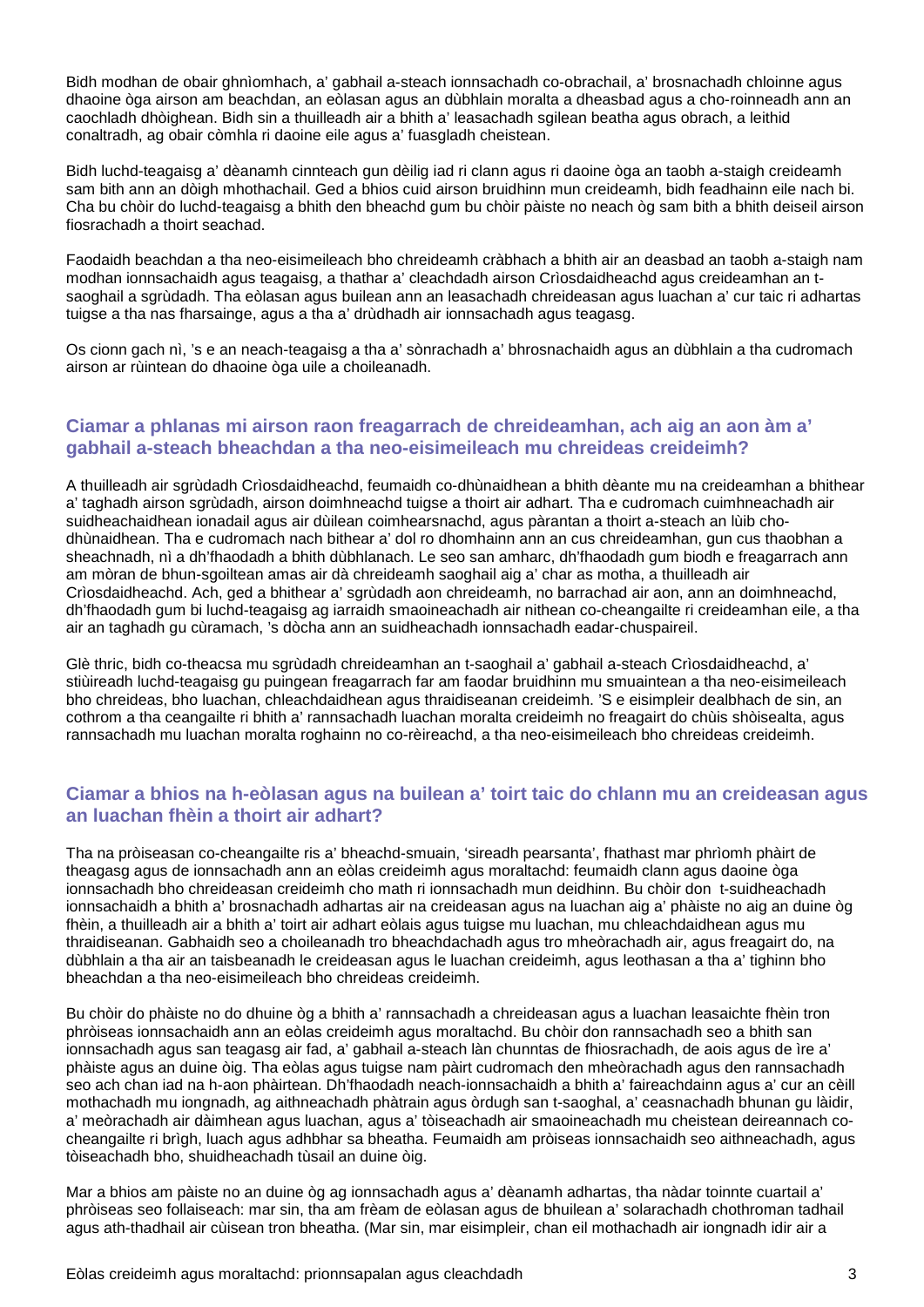Bidh modhan de obair ghnìomhach, a' gabhail a-steach ionnsachadh co-obrachail, a' brosnachadh chloinne agus dhaoine òga airson am beachdan, an eòlasan agus an dùbhlain moralta a dheasbad agus a cho-roinneadh ann an caochladh dhòighean. Bidh sin a thuilleadh air a bhith a' leasachadh sgilean beatha agus obrach, a leithid conaltradh, ag obair còmhla ri daoine eile agus a' fuasgladh cheistean.

Bidh luchd-teagaisg a' dèanamh cinnteach gun dèilig iad ri clann agus ri daoine òga an taobh a-staigh creideamh sam bith ann an dòigh mhothachail. Ged a bhios cuid airson bruidhinn mun creideamh, bidh feadhainn eile nach bi. Cha bu chòir do luchd-teagaisg a bhith den bheachd gum bu chòir pàiste no neach òg sam bith a bhith deiseil airson fiosrachadh a thoirt seachad.

Faodaidh beachdan a tha neo-eisimeileach bho chreideamh cràbhach a bhith air an deasbad an taobh a-staigh nam modhan ionnsachaidh agus teagaisg, a thathar a' cleachdadh airson Crìosdaidheachd agus creideamhan an t-saoghail a sgrùdadh. Tha eòlasan agus builean ann an leasachadh chreideasan agus luachan a' cur taic ri adhartas tuigse a tha nas fharsainge, agus a tha a' drùdhadh air ionnsachadh agus teagasg.

Os cionn gach nì, 's e an neach-teagaisg a tha a' sònrachadh a' bhrosnachaidh agus an dùbhlain a tha cudromach airson ar rùintean do dhaoine òga uile a choileanadh.

### Ciamar a phlanas mi airson raon freagarrach de chreideamhan, ach aig an aon àm a' gabhail a-steach bheachdan a tha neo-eisimeileach mu chreideas creideimh?

A thuilleadh air sgrùdadh Crìosdaidheachd, feumaidh co-dhùnaidhean a bhith dèante mu na creideamhan a bhithear a' taghadh airson sgrùdadh, airson doimhneachd tuigse a thoirt air adhart. Tha e cudromach cuimhneachadh air suidheachaidhean ionadail agus air dùilean coimhearsnachd, agus pàrantan a thoirt a-steach an lùib co-dhùnaidhean. Tha e cudromach nach bithear a' dol ro dhomhainn ann an cus chreideamhan, gun cus thaobhan a sheachnadh, nì a dh'fhaodadh a bhith dùbhlanach. Le seo san amharc, dh'fhaodadh gum biodh e freagarrach ann am mòran de bhun-sgoiltean amas air dà chreideamh saoghail aig a' char as motha, a thuilleadh air Crìosdaidheachd. Ach, ged a bhithear a' sgrùdadh aon chreideamh, no barrachad air aon, ann an doimhneachd, dh'fhaodadh gum bi luchd-teagaisg ag iarraidh smaoineachadh air nithean co-cheangailte ri creideamhan eile, a tha air an taghadh gu cùramach, 's dòcha ann an suidheachadh ionnsachadh eadar-chuspaireil.

Glè thric, bidh co-theacsa mu sgrùdadh chreideamhan an t-saoghail a' gabhail a-steach Crìosdaidheachd, a' stiùireadh luchd-teagaisg gu puingean freagarrach far am faodar bruidhinn mu smuaintean a tha neo-eisimeileach bho chreideas, bho luachan, chleachdaidhean agus thraidiseanan creideimh. 'S e eisimpleir dealbhach de sin, an cothrom a tha ceangailte ri bhith a' rannsachadh luachan moralta creideimh no freagairt do chùis shòisealta, agus rannsachadh mu luachan moralta roghainn no co-rèireachd, a tha neo-eisimeileach bho chreideas creideimh.

### Ciamar a bhios na h-eòlasan agus na builean a' toirt taic do chlann mu an creideasan agus an luachan fhèin a thoirt air adhart?

Tha na pròiseasan co-cheangailte ris a' bheachd-smuain, 'sireadh pearsanta', fhathast mar phrìomh phàirt de theagasg agus de ionnsachadh ann an eòlas creideimh agus moraltachd: feumaidh clann agus daoine òga ionnsachadh bho chreideasan creideimh cho math ri ionnsachadh mun deidhinn. Bu chòir don t-suidheachadh ionnsachaidh a bhith a' brosnachadh adhartas air na creideasan agus na luachan aig a' phàiste no aig an duine òg fhèin, a thuilleadh air a bhith a' toirt air adhart eòlais agus tuigse mu luachan, mu chleachdaidhean agus mu thraidiseanan. Gabhaidh seo a choileanadh tro bheachdachadh agus tro mheòrachadh air, agus freagairt do, na dùbhlain a tha air an taisbeanadh le creideasan agus le luachan creideimh, agus leothasan a tha a' tighinn bho bheachdan a tha neo-eisimeileach bho chreideas creideimh.

Bu chòir do phàiste no do dhuine òg a bhith a' rannsachadh a chreideasan agus a luachan leasaichte fhèin tron phròiseas ionnsachaidh ann an eòlas creideimh agus moraltachd. Bu chòir don rannsachadh seo a bhith san ionnsachadh agus san teagasg air fad, a' gabhail a-steach làn chunntas de fhiosrachadh, de aois agus de ìre a' phàiste agus an duine òig. Tha eòlas agus tuigse nam pàirt cudromach den mheòrachadh agus den rannsachadh seo ach chan iad na h-aon phàirtean. Dh'fhaodadh neach-ionnsachaidh a bhith a' faireachdainn agus a' cur an cèill mothachadh mu iongnadh, ag aithneachadh phàtrain agus òrdugh san t-saoghal, a' ceasnachadh bhunan gu làidir, a' meòrachadh air dàimhean agus luachan, agus a' tòiseachadh air smaoineachadh mu cheistean deireannach co-cheangailte ri brìgh, luach agus adhbhar sa bheatha. Feumaidh am pròiseas ionnsachaidh seo aithneachadh, agus tòiseachadh bho, shuidheachadh tùsail an duine òig.

Mar a bhios am pàiste no an duine òg ag ionnsachadh agus a' dèanamh adhartas, tha nàdar toinnte cuartail a' phròiseas seo follaiseach: mar sin, tha am frèam de eòlasan agus de bhuilean a' solarachadh chothroman tadhail agus ath-thadhail air cùisean tron bheatha. (Mar sin, mar eisimpleir, chan eil mothachadh air iongnadh idir air a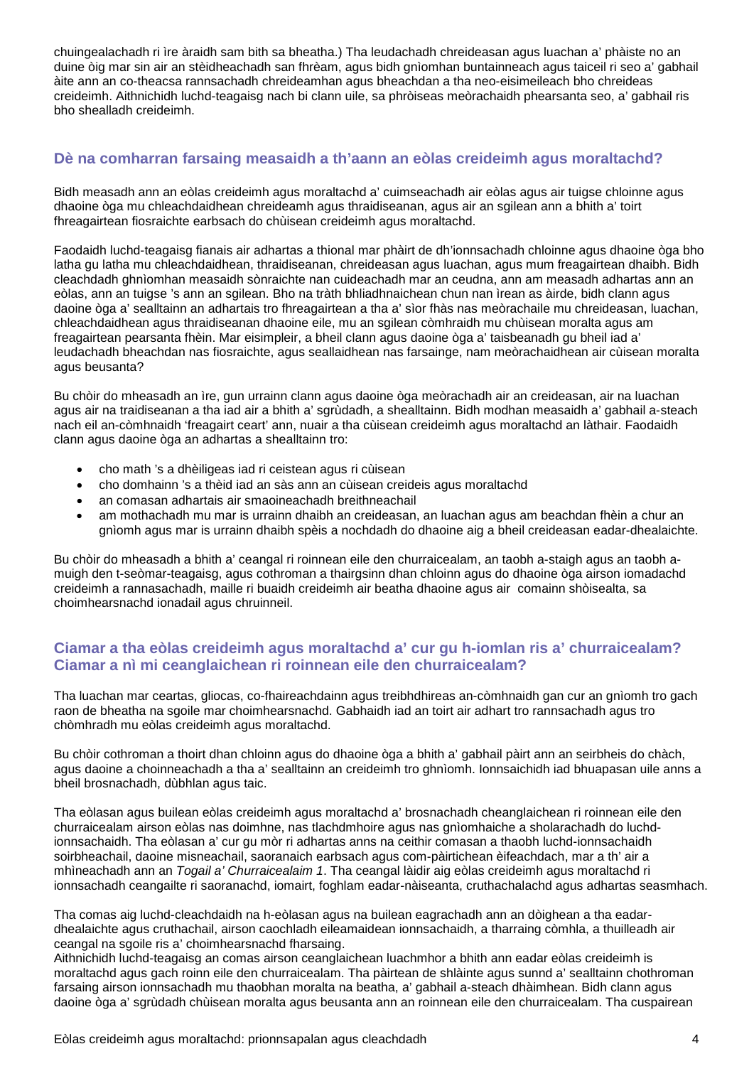chuingealachadh ri ìre àraidh sam bith sa bheatha.) Tha leudachadh chreideasan agus luachan a' phàiste no an duine òig mar sin air an stèidheachadh san fhrèam, agus bidh gnìomhan buntainneach agus taiceil ri seo a' gabhail àite ann an co-theacsa rannsachadh chreideamhan agus bheachdan a tha neo-eisimeileach bho chreideas creideimh. Aithnichidh luchd-teagaisg nach bi clann uile, sa phròiseas meòrachaidh phearsanta seo, a' gabhail ris bho shealladh creideimh.

## Dè na comharran farsaing measaidh a th'aann an eòlas creideimh agus moraltachd?

Bidh measadh ann an eòlas creideimh agus moraltachd a' cuimseachadh air eòlas agus air tuigse chloinne agus dhaoine òga mu chleachdaidhean chreideamh agus thraidiseanan, agus air an sgilean ann a bhith a' toirt fhreagairtean fiosraichte earbsach do chùisean creideimh agus moraltachd.

Faodaidh luchd-teagaisg fianais air adhartas a thional mar phàirt de dh'ionnsachadh chloinne agus dhaoine òga bho latha gu latha mu chleachdaidhean, thraidiseanan, chreideasan agus luachan, agus mum freagairtean dhaibh. Bidh cleachdadh ghnìomhan measaidh sònraichte nan cuideachadh mar an ceudna, ann am measadh adhartas ann an eòlas, ann an tuigse 's ann an sgilean. Bho na tràth bhliadhnaichean chun nan ìrean as àirde, bidh clann agus daoine òga a' sealltainn an adhartais tro fhreagairtean a tha a' sìor fhàs nas meòrachaile mu chreideasan, luachan, chleachdaidhean agus thraidiseanan dhaoine eile, mu an sgilean còmhraidh mu chùisean moralta agus am freagairtean pearsanta fhèin. Mar eisimpleir, a bheil clann agus daoine òga a' taisbeanadh gu bheil iad a' leudachadh bheachdan nas fiosraichte, agus seallaidhean nas farsainge, nam meòrachaidhean air cùisean moralta agus beusanta?

Bu chòir do mheasadh an ìre, gun urrainn clann agus daoine òga meòrachadh air an creideasan, air na luachan agus air na traidiseanan a tha iad air a bhith a' sgrùdadh, a shealltainn. Bidh modhan measaidh a' gabhail a-steach nach eil an-còmhnaidh 'freagairt ceart' ann, nuair a tha cùisean creideimh agus moraltachd an làthair. Faodaidh clann agus daoine òga an adhartas a shealltainn tro:

- cho math 's a dhèiligeas iad ri ceistean agus ri cùisean
- cho domhainn 's a thèid iad an sàs ann an cùisean creideis agus moraltachd
- an comasan adhartais air smaoineachadh breithneachail
- am mothachadh mu mar is urrainn dhaibh an creideasan, an luachan agus am beachdan fhèin a chur an gnìomh agus mar is urrainn dhaibh spèis a nochdadh do dhaoine aig a bheil creideasan eadar-dhealaichte.

Bu chòir do mheasadh a bhith a' ceangal ri roinnean eile den churraicealam, an taobh a-staigh agus an taobh a-muigh den t-seòmar-teagaisg, agus cothroman a thairgsinn dhan chloinn agus do dhaoine òga airson iomadachd creideimh a rannasachadh, maille ri buaidh creideimh air beatha dhaoine agus air comainn shòisealta, sa choimhearsnachd ionadail agus chruinneil.

## Ciamar a tha eòlas creideimh agus moraltachd a' cur gu h-iomlan ris a' churraicealam? Ciamar a nì mi ceanglaichean ri roinnean eile den churraicealam?

Tha luachan mar ceartas, gliocas, co-fhaireachdainn agus treibhdhireas an-còmhnaidh gan cur an gnìomh tro gach raon de bheatha na sgoile mar choimhearsnachd. Gabhaidh iad an toirt air adhart tro rannsachadh agus tro chòmhradh mu eòlas creideimh agus moraltachd.

Bu chòir cothroman a thoirt dhan chloinn agus do dhaoine òga a bhith a' gabhail pàirt ann an seirbheis do chàch, agus daoine a choinneachadh a tha a' sealltainn an creideimh tro ghnìomh. Ionnsaichidh iad bhuapasan uile anns a bheil brosnachadh, dùbhlan agus taic.

Tha eòlasan agus builean eòlas creideimh agus moraltachd a' brosnachadh cheanglaichean ri roinnean eile den churraicealam airson eòlas nas doimhne, nas tlachdmhoire agus nas gnìomhaiche a sholarachadh do luchd-ionnsachaidh. Tha eòlasan a' cur gu mòr ri adhartas anns na ceithir comasan a thaobh luchd-ionnsachaidh soirbheachail, daoine misneachail, saoranaich earbsach agus com-pàirtichean èifeachdach, mar a th' air a mhìneachadh ann an *Togail a' Churraicealaim 1*. Tha ceangal làidir aig eòlas creideimh agus moraltachd ri ionnsachadh ceangailte ri saoranachd, iomairt, foghlam eadar-nàiseanta, cruthachalachd agus adhartas seasmhach.

Tha comas aig luchd-cleachdaidh na h-eòlasan agus na builean eagrachadh ann an dòighean a tha eadar-dhealaichte agus cruthachail, airson caochladh eileamaidean ionnsachaidh, a tharraing còmhla, a thuilleadh air ceangal na sgoile ris a' choimhearsnachd fharsaing.
Aithnichidh luchd-teagaisg an comas airson ceanglaichean luachmhor a bhith ann eadar eòlas creideimh is moraltachd agus gach roinn eile den churraicealam. Tha pàirtean de shlàinte agus sunnd a' sealltainn chothroman farsaing airson ionnsachadh mu thaobhan moralta na beatha, a' gabhail a-steach dhàimhean. Bidh clann agus daoine òga a' sgrùdadh chùisean moralta agus beusanta ann an roinnean eile den churraicealam. Tha cuspairean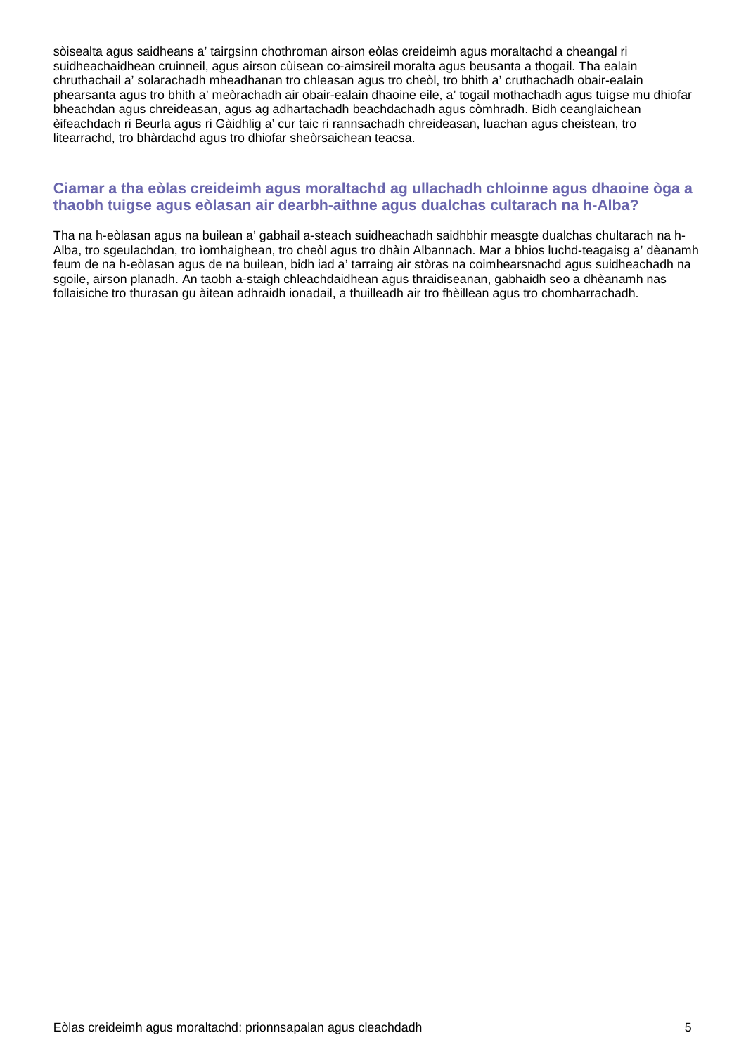sòisealta agus saidheans a' tairgsinn chothroman airson eòlas creideimh agus moraltachd a cheangal ri suidheachaidhean cruinneil, agus airson cùisean co-aimsireil moralta agus beusanta a thogail. Tha ealain chruthachail a' solarachadh mheadhanan tro chleasan agus tro cheòl, tro bhith a' cruthachadh obair-ealain phearsanta agus tro bhith a' meòrachadh air obair-ealain dhaoine eile, a' togail mothachadh agus tuigse mu dhiofar bheachdan agus chreideasan, agus ag adhartachadh beachdachadh agus còmhradh. Bidh ceanglaichean èifeachdach ri Beurla agus ri Gàidhlig a' cur taic ri rannsachadh chreideasan, luachan agus cheistean, tro litearrachd, tro bhàrdachd agus tro dhiofar sheòrsaichean teacsa.

## Ciamar a tha eòlas creideimh agus moraltachd ag ullachadh chloinne agus dhaoine òga a thaobh tuigse agus eòlasan air dearbh-aithne agus dualchas cultarach na h-Alba?

Tha na h-eòlasan agus na builean a' gabhail a-steach suidheachadh saidhbhir measgte dualchas chultarach na h-Alba, tro sgeulachdan, tro ìomhaighean, tro cheòl agus tro dhàin Albannach. Mar a bhios luchd-teagaisg a' dèanamh feum de na h-eòlasan agus de na builean, bidh iad a' tarraing air stòras na coimhearsnachd agus suidheachadh na sgoile, airson planadh. An taobh a-staigh chleachdaidhean agus thraidiseanan, gabhaidh seo a dhèanamh nas follaisiche tro thurasan gu àitean adhraidh ionadail, a thuilleadh air tro fhèillean agus tro chomharrachadh.